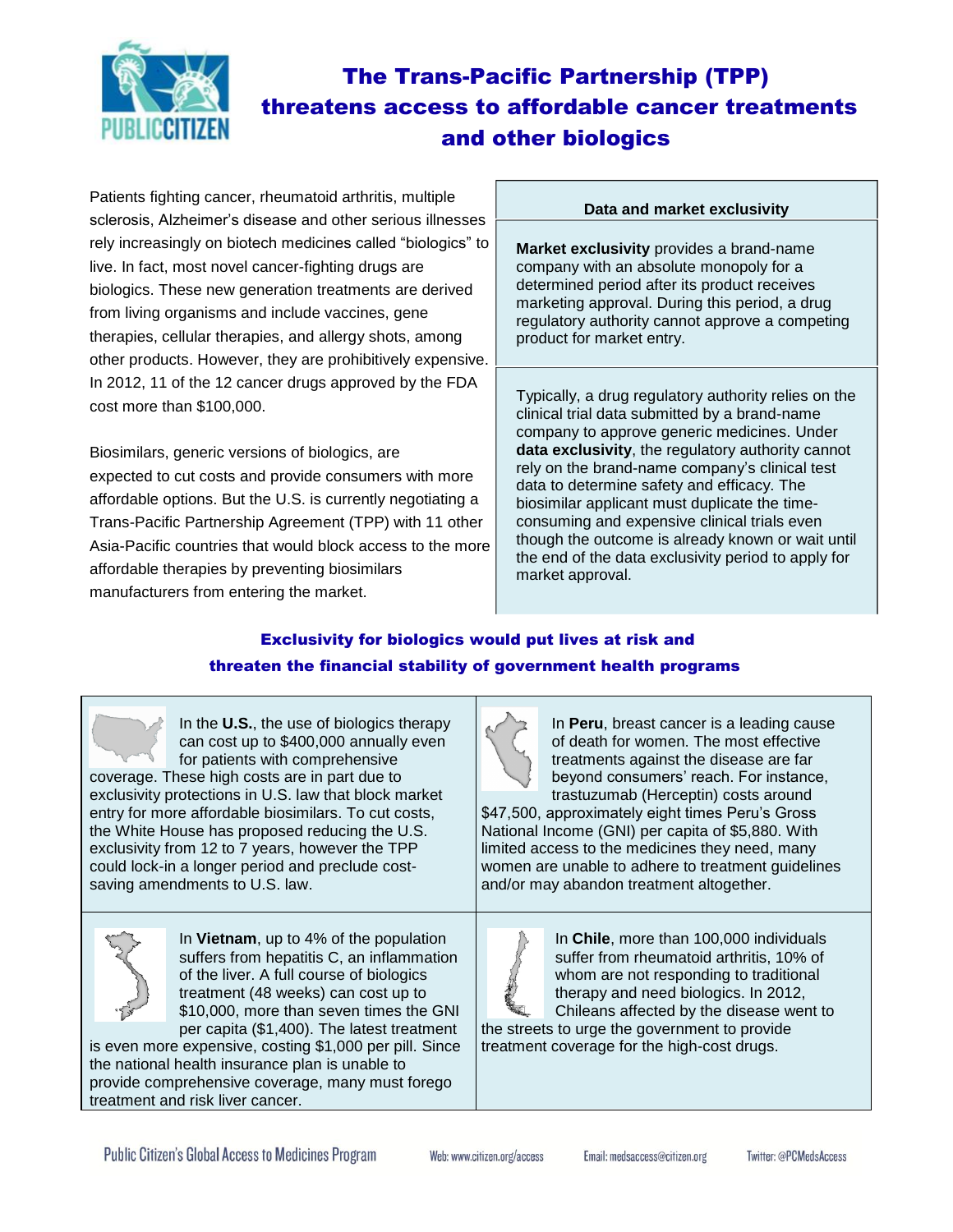# The Trans-Pacific Partnership (TPP) threatens access to affordable cancer treatments and other biologics

Patients fighting cancer, rheumatoid arthritis, multiple sclerosis, Alzheimer's disease and other serious illnesses rely increasingly on biotech medicines called "biologics" to live. In fact, most novel cancer-fighting drugs are biologics. These new generation treatments are derived from living organisms and include vaccines, gene therapies, cellular therapies, and allergy shots, among other products. However, they are prohibitively expensive. In 2012, 11 of the 12 cancer drugs approved by the FDA cost more than $100,000.

Biosimilars, generic versions of biologics, are expected to cut costs and provide consumers with more affordable options. But the U.S. is currently negotiating a Trans-Pacific Partnership Agreement (TPP) with 11 other Asia-Pacific countries that would block access to the more affordable therapies by preventing biosimilars manufacturers from entering the market.

### Data and market exclusivity

**Market exclusivity** provides a brand-name company with an absolute monopoly for a determined period after its product receives marketing approval. During this period, a drug regulatory authority cannot approve a competing product for market entry.

Typically, a drug regulatory authority relies on the clinical trial data submitted by a brand-name company to approve generic medicines. Under **data exclusivity**, the regulatory authority cannot rely on the brand-name company's clinical test data to determine safety and efficacy. The biosimilar applicant must duplicate the time-consuming and expensive clinical trials even though the outcome is already known or wait until the end of the data exclusivity period to apply for market approval.

## Exclusivity for biologics would put lives at risk and threaten the financial stability of government health programs

In the **U.S.**, the use of biologics therapy can cost up to $400,000 annually even for patients with comprehensive coverage. These high costs are in part due to exclusivity protections in U.S. law that block market entry for more affordable biosimilars. To cut costs, the White House has proposed reducing the U.S. exclusivity from 12 to 7 years, however the TPP could lock-in a longer period and preclude cost-saving amendments to U.S. law.

In **Peru**, breast cancer is a leading cause of death for women. The most effective treatments against the disease are far beyond consumers' reach. For instance, trastuzumab (Herceptin) costs around $47,500, approximately eight times Peru's Gross National Income (GNI) per capita of $5,880. With limited access to the medicines they need, many women are unable to adhere to treatment guidelines and/or may abandon treatment altogether.

In **Vietnam**, up to 4% of the population suffers from hepatitis C, an inflammation of the liver. A full course of biologics treatment (48 weeks) can cost up to $10,000, more than seven times the GNI per capita ($1,400). The latest treatment is even more expensive, costing $1,000 per pill. Since the national health insurance plan is unable to provide comprehensive coverage, many must forego treatment and risk liver cancer.

In **Chile**, more than 100,000 individuals suffer from rheumatoid arthritis, 10% of whom are not responding to traditional therapy and need biologics. In 2012, Chileans affected by the disease went to the streets to urge the government to provide treatment coverage for the high-cost drugs.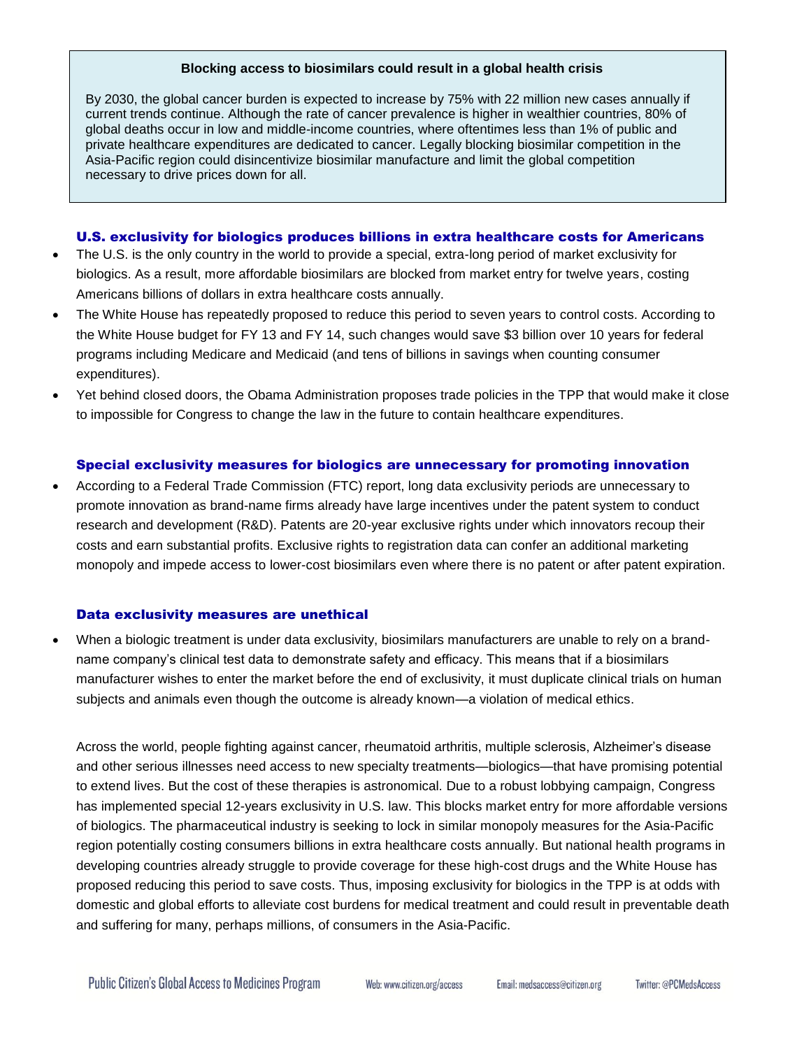**Blocking access to biosimilars could result in a global health crisis**

By 2030, the global cancer burden is expected to increase by 75% with 22 million new cases annually if current trends continue. Although the rate of cancer prevalence is higher in wealthier countries, 80% of global deaths occur in low and middle-income countries, where oftentimes less than 1% of public and private healthcare expenditures are dedicated to cancer. Legally blocking biosimilar competition in the Asia-Pacific region could disincentivize biosimilar manufacture and limit the global competition necessary to drive prices down for all.

### U.S. exclusivity for biologics produces billions in extra healthcare costs for Americans

- The U.S. is the only country in the world to provide a special, extra-long period of market exclusivity for biologics. As a result, more affordable biosimilars are blocked from market entry for twelve years, costing Americans billions of dollars in extra healthcare costs annually.
- The White House has repeatedly proposed to reduce this period to seven years to control costs. According to the White House budget for FY 13 and FY 14, such changes would save $3 billion over 10 years for federal programs including Medicare and Medicaid (and tens of billions in savings when counting consumer expenditures).
- Yet behind closed doors, the Obama Administration proposes trade policies in the TPP that would make it close to impossible for Congress to change the law in the future to contain healthcare expenditures.

### Special exclusivity measures for biologics are unnecessary for promoting innovation

- According to a Federal Trade Commission (FTC) report, long data exclusivity periods are unnecessary to promote innovation as brand-name firms already have large incentives under the patent system to conduct research and development (R&D). Patents are 20-year exclusive rights under which innovators recoup their costs and earn substantial profits. Exclusive rights to registration data can confer an additional marketing monopoly and impede access to lower-cost biosimilars even where there is no patent or after patent expiration.

### Data exclusivity measures are unethical

- When a biologic treatment is under data exclusivity, biosimilars manufacturers are unable to rely on a brand-name company's clinical test data to demonstrate safety and efficacy. This means that if a biosimilars manufacturer wishes to enter the market before the end of exclusivity, it must duplicate clinical trials on human subjects and animals even though the outcome is already known—a violation of medical ethics.

Across the world, people fighting against cancer, rheumatoid arthritis, multiple sclerosis, Alzheimer's disease and other serious illnesses need access to new specialty treatments—biologics—that have promising potential to extend lives. But the cost of these therapies is astronomical. Due to a robust lobbying campaign, Congress has implemented special 12-years exclusivity in U.S. law. This blocks market entry for more affordable versions of biologics. The pharmaceutical industry is seeking to lock in similar monopoly measures for the Asia-Pacific region potentially costing consumers billions in extra healthcare costs annually. But national health programs in developing countries already struggle to provide coverage for these high-cost drugs and the White House has proposed reducing this period to save costs. Thus, imposing exclusivity for biologics in the TPP is at odds with domestic and global efforts to alleviate cost burdens for medical treatment and could result in preventable death and suffering for many, perhaps millions, of consumers in the Asia-Pacific.

Public Citizen's Global Access to Medicines Program Web: www.citizen.org/access Email: medsaccess@citizen.org Twitter: @PCMedsAccess